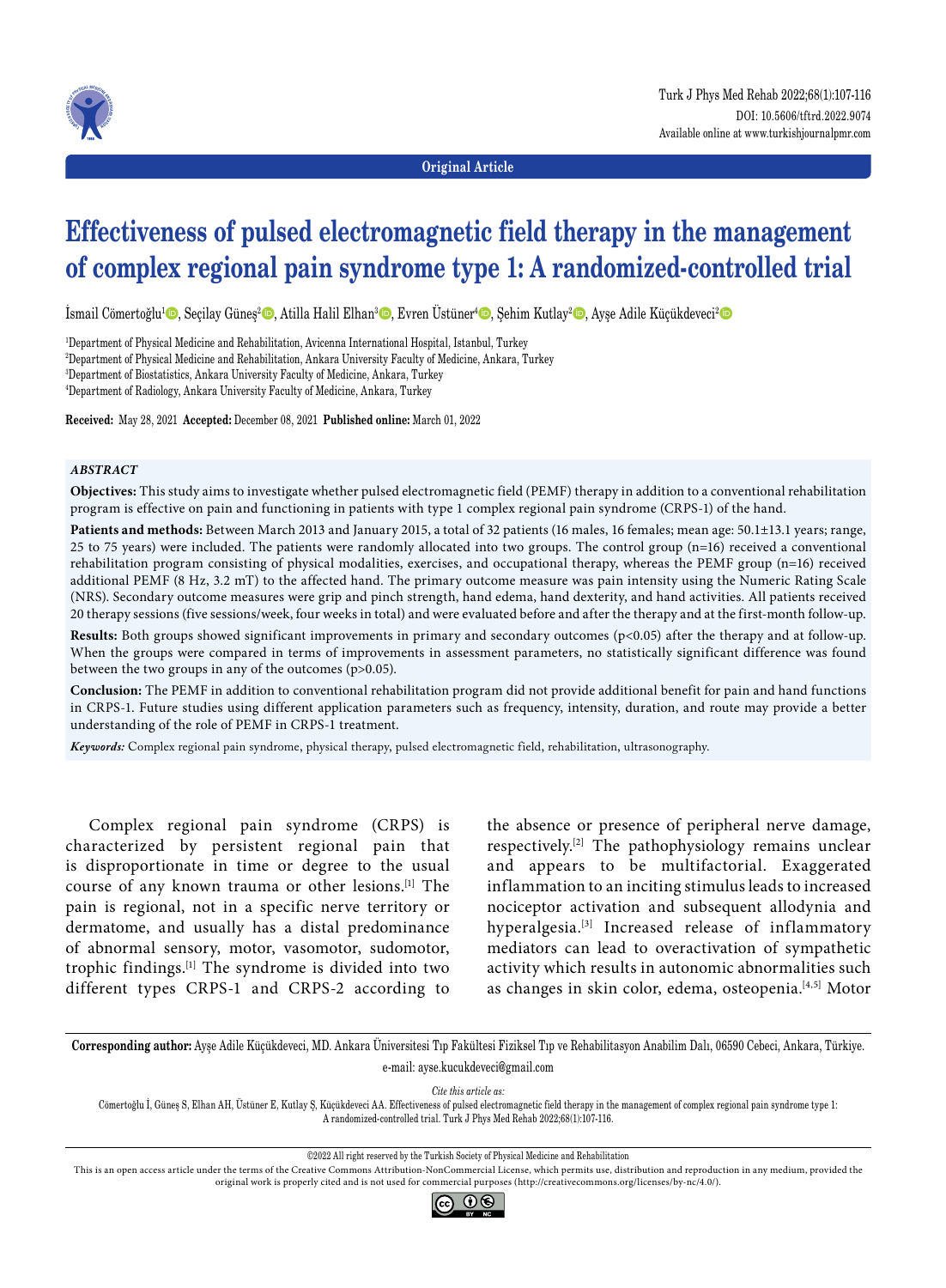Original Article

# Effectiveness of pulsed electromagnetic field therapy in the management of complex regional pain syndrome type 1: A randomized-controlled trial

İsmail Cömertoğlu[1], Seçilay Güneş[2], Atilla Halil Elhan[3], Evren Üstüner[4], Şehim Kutlay[2], Ayşe Adile Küçükdeveci[2]

[1]Department of Physical Medicine and Rehabilitation, Avicenna International Hospital, Istanbul, Turkey
[2]Department of Physical Medicine and Rehabilitation, Ankara University Faculty of Medicine, Ankara, Turkey
[3]Department of Biostatistics, Ankara University Faculty of Medicine, Ankara, Turkey
[4]Department of Radiology, Ankara University Faculty of Medicine, Ankara, Turkey

**Received:** May 28, 2021 **Accepted:** December 08, 2021 **Published online:** March 01, 2022

### *ABSTRACT*

**Objectives:** This study aims to investigate whether pulsed electromagnetic field (PEMF) therapy in addition to a conventional rehabilitation program is effective on pain and functioning in patients with type 1 complex regional pain syndrome (CRPS-1) of the hand.

**Patients and methods:** Between March 2013 and January 2015, a total of 32 patients (16 males, 16 females; mean age: 50.1±13.1 years; range, 25 to 75 years) were included. The patients were randomly allocated into two groups. The control group (n=16) received a conventional rehabilitation program consisting of physical modalities, exercises, and occupational therapy, whereas the PEMF group (n=16) received additional PEMF (8 Hz, 3.2 mT) to the affected hand. The primary outcome measure was pain intensity using the Numeric Rating Scale (NRS). Secondary outcome measures were grip and pinch strength, hand edema, hand dexterity, and hand activities. All patients received 20 therapy sessions (five sessions/week, four weeks in total) and were evaluated before and after the therapy and at the first-month follow-up.

**Results:** Both groups showed significant improvements in primary and secondary outcomes ($p<0.05$) after the therapy and at follow-up. When the groups were compared in terms of improvements in assessment parameters, no statistically significant difference was found between the two groups in any of the outcomes ($p>0.05$).

**Conclusion:** The PEMF in addition to conventional rehabilitation program did not provide additional benefit for pain and hand functions in CRPS-1. Future studies using different application parameters such as frequency, intensity, duration, and route may provide a better understanding of the role of PEMF in CRPS-1 treatment.

***Keywords:*** Complex regional pain syndrome, physical therapy, pulsed electromagnetic field, rehabilitation, ultrasonography.

Complex regional pain syndrome (CRPS) is characterized by persistent regional pain that is disproportionate in time or degree to the usual course of any known trauma or other lesions.[1] The pain is regional, not in a specific nerve territory or dermatome, and usually has a distal predominance of abnormal sensory, motor, vasomotor, sudomotor, trophic findings.[1] The syndrome is divided into two different types CRPS-1 and CRPS-2 according to the absence or presence of peripheral nerve damage, respectively.[2] The pathophysiology remains unclear and appears to be multifactorial. Exaggerated inflammation to an inciting stimulus leads to increased nociceptor activation and subsequent allodynia and hyperalgesia.[3] Increased release of inflammatory mediators can lead to overactivation of sympathetic activity which results in autonomic abnormalities such as changes in skin color, edema, osteopenia.[4,5] Motor

**Corresponding author:** Ayşe Adile Küçükdeveci, MD. Ankara Üniversitesi Tıp Fakültesi Fiziksel Tıp ve Rehabilitasyon Anabilim Dalı, 06590 Cebeci, Ankara, Türkiye.
e-mail: ayse.kucukdeveci@gmail.com

*Cite this article as:*
Cömertoğlu İ, Güneş S, Elhan AH, Üstüner E, Kutlay Ş, Küçükdeveci AA. Effectiveness of pulsed electromagnetic field therapy in the management of complex regional pain syndrome type 1: A randomized-controlled trial. Turk J Phys Med Rehab 2022;68(1):107-116.

©2022 All right reserved by the Turkish Society of Physical Medicine and Rehabilitation
This is an open access article under the terms of the Creative Commons Attribution-NonCommercial License, which permits use, distribution and reproduction in any medium, provided the original work is properly cited and is not used for commercial purposes (http://creativecommons.org/licenses/by-nc/4.0/).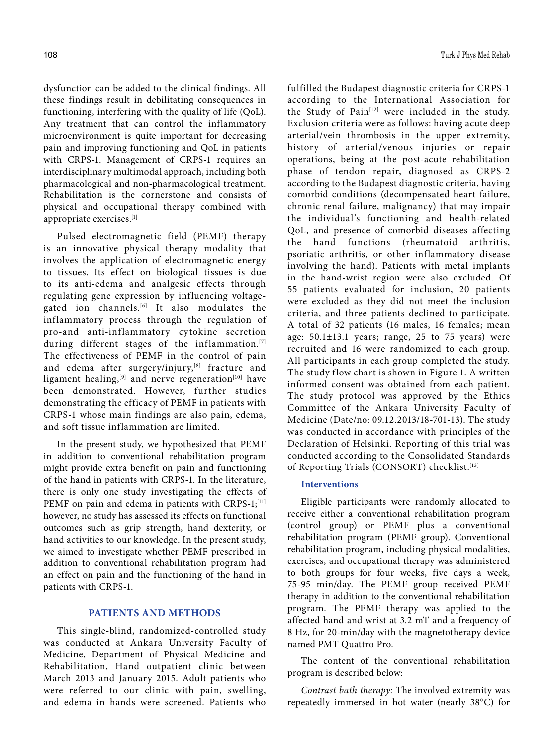dysfunction can be added to the clinical findings. All these findings result in debilitating consequences in functioning, interfering with the quality of life (QoL). Any treatment that can control the inflammatory microenvironment is quite important for decreasing pain and improving functioning and QoL in patients with CRPS-1. Management of CRPS-1 requires an interdisciplinary multimodal approach, including both pharmacological and non-pharmacological treatment. Rehabilitation is the cornerstone and consists of physical and occupational therapy combined with appropriate exercises.[1]

Pulsed electromagnetic field (PEMF) therapy is an innovative physical therapy modality that involves the application of electromagnetic energy to tissues. Its effect on biological tissues is due to its anti-edema and analgesic effects through regulating gene expression by influencing voltage-gated ion channels.[6] It also modulates the inflammatory process through the regulation of pro-and anti-inflammatory cytokine secretion during different stages of the inflammation.[7] The effectiveness of PEMF in the control of pain and edema after surgery/injury,[8] fracture and ligament healing,[9] and nerve regeneration[10] have been demonstrated. However, further studies demonstrating the efficacy of PEMF in patients with CRPS-1 whose main findings are also pain, edema, and soft tissue inflammation are limited.

In the present study, we hypothesized that PEMF in addition to conventional rehabilitation program might provide extra benefit on pain and functioning of the hand in patients with CRPS-1. In the literature, there is only one study investigating the effects of PEMF on pain and edema in patients with CRPS-1;[11] however, no study has assessed its effects on functional outcomes such as grip strength, hand dexterity, or hand activities to our knowledge. In the present study, we aimed to investigate whether PEMF prescribed in addition to conventional rehabilitation program had an effect on pain and the functioning of the hand in patients with CRPS-1.

## PATIENTS AND METHODS

This single-blind, randomized-controlled study was conducted at Ankara University Faculty of Medicine, Department of Physical Medicine and Rehabilitation, Hand outpatient clinic between March 2013 and January 2015. Adult patients who were referred to our clinic with pain, swelling, and edema in hands were screened. Patients who fulfilled the Budapest diagnostic criteria for CRPS-1 according to the International Association for the Study of Pain[12] were included in the study. Exclusion criteria were as follows: having acute deep arterial/vein thrombosis in the upper extremity, history of arterial/venous injuries or repair operations, being at the post-acute rehabilitation phase of tendon repair, diagnosed as CRPS-2 according to the Budapest diagnostic criteria, having comorbid conditions (decompensated heart failure, chronic renal failure, malignancy) that may impair the individual's functioning and health-related QoL, and presence of comorbid diseases affecting the hand functions (rheumatoid arthritis, psoriatic arthritis, or other inflammatory disease involving the hand). Patients with metal implants in the hand-wrist region were also excluded. Of 55 patients evaluated for inclusion, 20 patients were excluded as they did not meet the inclusion criteria, and three patients declined to participate. A total of 32 patients (16 males, 16 females; mean age: 50.1±13.1 years; range, 25 to 75 years) were recruited and 16 were randomized to each group. All participants in each group completed the study. The study flow chart is shown in Figure 1. A written informed consent was obtained from each patient. The study protocol was approved by the Ethics Committee of the Ankara University Faculty of Medicine (Date/no: 09.12.2013/18-701-13). The study was conducted in accordance with principles of the Declaration of Helsinki. Reporting of this trial was conducted according to the Consolidated Standards of Reporting Trials (CONSORT) checklist.[13]

### Interventions

Eligible participants were randomly allocated to receive either a conventional rehabilitation program (control group) or PEMF plus a conventional rehabilitation program (PEMF group). Conventional rehabilitation program, including physical modalities, exercises, and occupational therapy was administered to both groups for four weeks, five days a week, 75-95 min/day. The PEMF group received PEMF therapy in addition to the conventional rehabilitation program. The PEMF therapy was applied to the affected hand and wrist at 3.2 mT and a frequency of 8 Hz, for 20-min/day with the magnetotherapy device named PMT Quattro Pro.

The content of the conventional rehabilitation program is described below:

*Contrast bath therapy:* The involved extremity was repeatedly immersed in hot water (nearly 38°C) for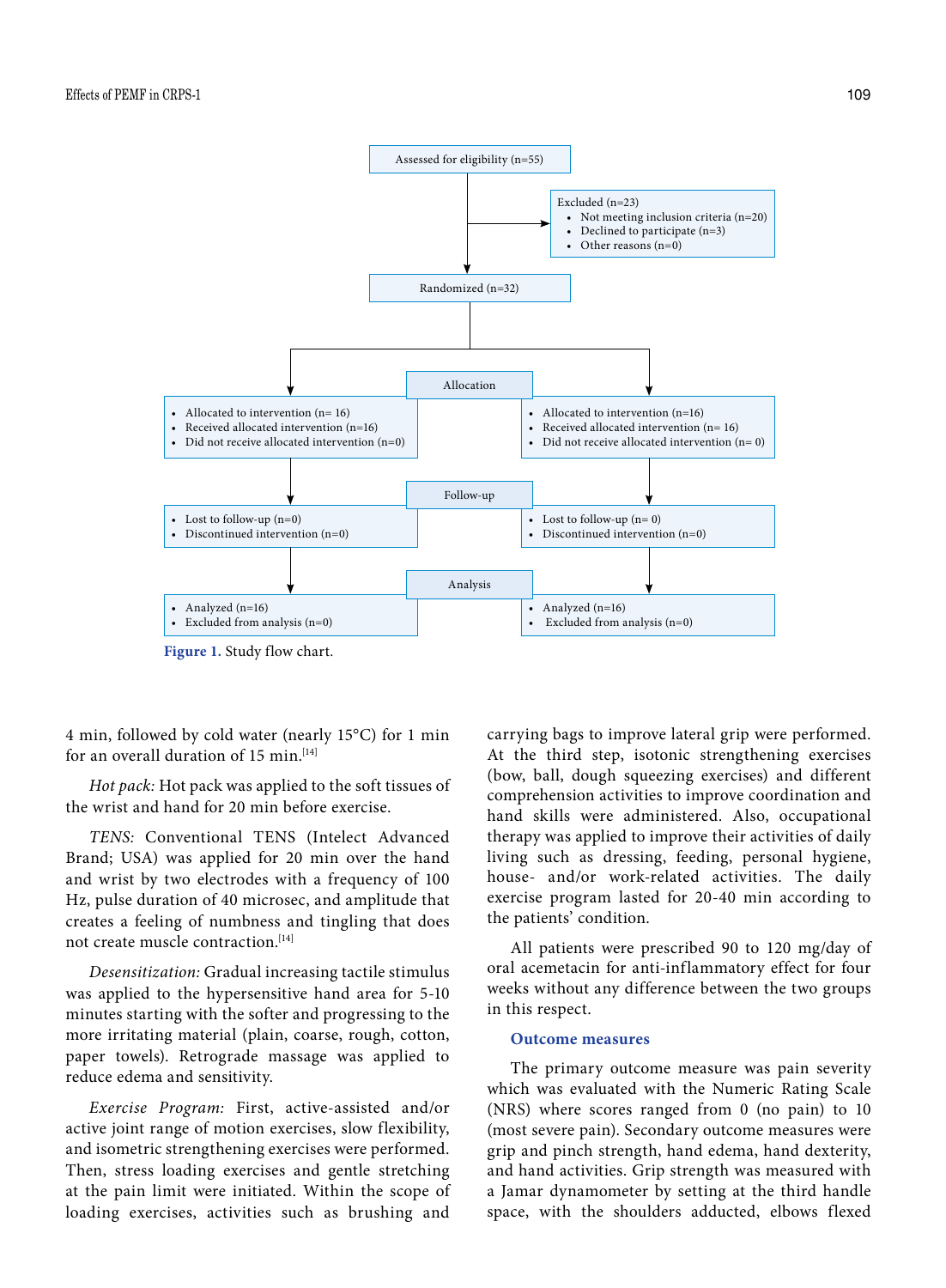Assessed for eligibility (n=55)

Excluded (n=23)
- Not meeting inclusion criteria (n=20)
- Declined to participate (n=3)
- Other reasons (n=0)

Randomized (n=32)

Allocation

- Allocated to intervention (n= 16)
- Received allocated intervention (n=16)
- Did not receive allocated intervention (n=0)

- Allocated to intervention (n=16)
- Received allocated intervention (n= 16)
- Did not receive allocated intervention (n= 0)

Follow-up

- Lost to follow-up (n=0)
- Discontinued intervention (n=0)

- Lost to follow-up (n= 0)
- Discontinued intervention (n=0)

Analysis

- Analyzed (n=16)
- Excluded from analysis (n=0)

- Analyzed (n=16)
- Excluded from analysis (n=0)

**Figure 1.** Study flow chart.

4 min, followed by cold water (nearly 15°C) for 1 min for an overall duration of 15 min.[14]

*Hot pack:* Hot pack was applied to the soft tissues of the wrist and hand for 20 min before exercise.

*TENS:* Conventional TENS (Intelect Advanced Brand; USA) was applied for 20 min over the hand and wrist by two electrodes with a frequency of 100 Hz, pulse duration of 40 microsec, and amplitude that creates a feeling of numbness and tingling that does not create muscle contraction.[14]

*Desensitization:* Gradual increasing tactile stimulus was applied to the hypersensitive hand area for 5-10 minutes starting with the softer and progressing to the more irritating material (plain, coarse, rough, cotton, paper towels). Retrograde massage was applied to reduce edema and sensitivity.

*Exercise Program:* First, active-assisted and/or active joint range of motion exercises, slow flexibility, and isometric strengthening exercises were performed. Then, stress loading exercises and gentle stretching at the pain limit were initiated. Within the scope of loading exercises, activities such as brushing and carrying bags to improve lateral grip were performed. At the third step, isotonic strengthening exercises (bow, ball, dough squeezing exercises) and different comprehension activities to improve coordination and hand skills were administered. Also, occupational therapy was applied to improve their activities of daily living such as dressing, feeding, personal hygiene, house- and/or work-related activities. The daily exercise program lasted for 20-40 min according to the patients' condition.

All patients were prescribed 90 to 120 mg/day of oral acemetacin for anti-inflammatory effect for four weeks without any difference between the two groups in this respect.

### Outcome measures

The primary outcome measure was pain severity which was evaluated with the Numeric Rating Scale (NRS) where scores ranged from 0 (no pain) to 10 (most severe pain). Secondary outcome measures were grip and pinch strength, hand edema, hand dexterity, and hand activities. Grip strength was measured with a Jamar dynamometer by setting at the third handle space, with the shoulders adducted, elbows flexed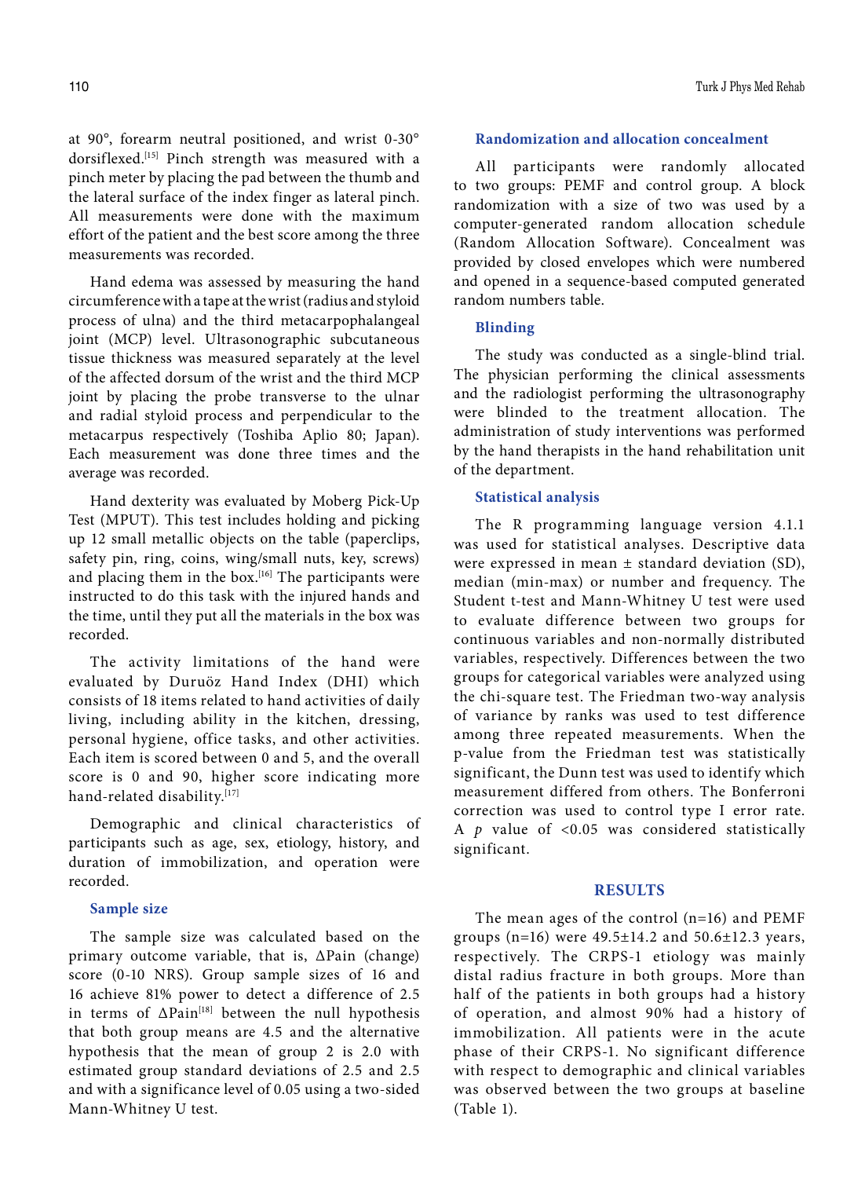at 90°, forearm neutral positioned, and wrist 0-30° dorsiflexed.[15] Pinch strength was measured with a pinch meter by placing the pad between the thumb and the lateral surface of the index finger as lateral pinch. All measurements were done with the maximum effort of the patient and the best score among the three measurements was recorded.

Hand edema was assessed by measuring the hand circumference with a tape at the wrist (radius and styloid process of ulna) and the third metacarpophalangeal joint (MCP) level. Ultrasonographic subcutaneous tissue thickness was measured separately at the level of the affected dorsum of the wrist and the third MCP joint by placing the probe transverse to the ulnar and radial styloid process and perpendicular to the metacarpus respectively (Toshiba Aplio 80; Japan). Each measurement was done three times and the average was recorded.

Hand dexterity was evaluated by Moberg Pick-Up Test (MPUT). This test includes holding and picking up 12 small metallic objects on the table (paperclips, safety pin, ring, coins, wing/small nuts, key, screws) and placing them in the box.[16] The participants were instructed to do this task with the injured hands and the time, until they put all the materials in the box was recorded.

The activity limitations of the hand were evaluated by Duruöz Hand Index (DHI) which consists of 18 items related to hand activities of daily living, including ability in the kitchen, dressing, personal hygiene, office tasks, and other activities. Each item is scored between 0 and 5, and the overall score is 0 and 90, higher score indicating more hand-related disability.[17]

Demographic and clinical characteristics of participants such as age, sex, etiology, history, and duration of immobilization, and operation were recorded.

### Sample size

The sample size was calculated based on the primary outcome variable, that is, ΔPain (change) score (0-10 NRS). Group sample sizes of 16 and 16 achieve 81% power to detect a difference of 2.5 in terms of ΔPain[18] between the null hypothesis that both group means are 4.5 and the alternative hypothesis that the mean of group 2 is 2.0 with estimated group standard deviations of 2.5 and 2.5 and with a significance level of 0.05 using a two-sided Mann-Whitney U test.

### Randomization and allocation concealment

All participants were randomly allocated to two groups: PEMF and control group. A block randomization with a size of two was used by a computer-generated random allocation schedule (Random Allocation Software). Concealment was provided by closed envelopes which were numbered and opened in a sequence-based computed generated random numbers table.

### Blinding

The study was conducted as a single-blind trial. The physician performing the clinical assessments and the radiologist performing the ultrasonography were blinded to the treatment allocation. The administration of study interventions was performed by the hand therapists in the hand rehabilitation unit of the department.

### Statistical analysis

The R programming language version 4.1.1 was used for statistical analyses. Descriptive data were expressed in mean ± standard deviation (SD), median (min-max) or number and frequency. The Student t-test and Mann-Whitney U test were used to evaluate difference between two groups for continuous variables and non-normally distributed variables, respectively. Differences between the two groups for categorical variables were analyzed using the chi-square test. The Friedman two-way analysis of variance by ranks was used to test difference among three repeated measurements. When the p-value from the Friedman test was statistically significant, the Dunn test was used to identify which measurement differed from others. The Bonferroni correction was used to control type I error rate. A $p$ value of <0.05 was considered statistically significant.

## RESULTS

The mean ages of the control (n=16) and PEMF groups (n=16) were 49.5±14.2 and 50.6±12.3 years, respectively. The CRPS-1 etiology was mainly distal radius fracture in both groups. More than half of the patients in both groups had a history of operation, and almost 90% had a history of immobilization. All patients were in the acute phase of their CRPS-1. No significant difference with respect to demographic and clinical variables was observed between the two groups at baseline (Table 1).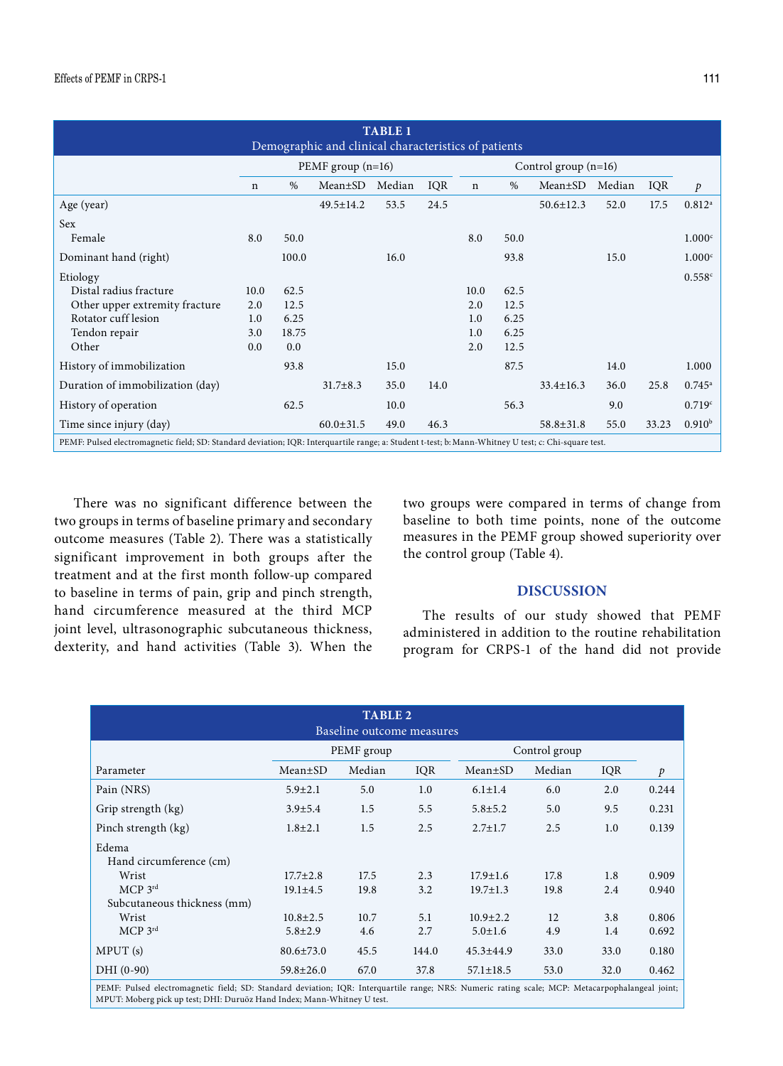| TABLE 1 Demographic and clinical characteristics of patients | | | | | | | | | | | |
|---|---|---|---|---|---|---|---|---|---|---|---|
| | PEMF group (n=16) | | | | | Control group (n=16) | | | | | |
| | n | % | Mean±SD | Median | IQR | n | % | Mean±SD | Median | IQR | *p* |
| Age (year) | | | 49.5±14.2 | 53.5 | 24.5 | | | 50.6±12.3 | 52.0 | 17.5 | 0.812[a] |
| Sex | | | | | | | | | | | |
| Female | 8.0 | 50.0 | | | | 8.0 | 50.0 | | | | 1.000[c] |
| Dominant hand (right) | | 100.0 | | 16.0 | | | 93.8 | | 15.0 | | 1.000[c] |
| Etiology | | | | | | | | | | | 0.558[c] |
| Distal radius fracture | 10.0 | 62.5 | | | | 10.0 | 62.5 | | | | |
| Other upper extremity fracture | 2.0 | 12.5 | | | | 2.0 | 12.5 | | | | |
| Rotator cuff lesion | 1.0 | 6.25 | | | | 1.0 | 6.25 | | | | |
| Tendon repair | 3.0 | 18.75 | | | | 1.0 | 6.25 | | | | |
| Other | 0.0 | 0.0 | | | | 2.0 | 12.5 | | | | |
| History of immobilization | | 93.8 | | 15.0 | | | 87.5 | | 14.0 | | 1.000 |
| Duration of immobilization (day) | | | 31.7±8.3 | 35.0 | 14.0 | | | 33.4±16.3 | 36.0 | 25.8 | 0.745[a] |
| History of operation | | 62.5 | | 10.0 | | | 56.3 | | 9.0 | | 0.719[c] |
| Time since injury (day) | | | 60.0±31.5 | 49.0 | 46.3 | | | 58.8±31.8 | 55.0 | 33.23 | 0.910[b] |

PEMF: Pulsed electromagnetic field; SD: Standard deviation; IQR: Interquartile range; a: Student t-test; b: Mann-Whitney U test; c: Chi-square test.

There was no significant difference between the two groups in terms of baseline primary and secondary outcome measures (Table 2). There was a statistically significant improvement in both groups after the treatment and at the first month follow-up compared to baseline in terms of pain, grip and pinch strength, hand circumference measured at the third MCP joint level, ultrasonographic subcutaneous thickness, dexterity, and hand activities (Table 3). When the two groups were compared in terms of change from baseline to both time points, none of the outcome measures in the PEMF group showed superiority over the control group (Table 4).

## DISCUSSION

The results of our study showed that PEMF administered in addition to the routine rehabilitation program for CRPS-1 of the hand did not provide

| TABLE 2 Baseline outcome measures | | | | | | | |
|---|---|---|---|---|---|---|---|
| | PEMF group | | | Control group | | | |
| Parameter | Mean±SD | Median | IQR | Mean±SD | Median | IQR | *p* |
| Pain (NRS) | 5.9±2.1 | 5.0 | 1.0 | 6.1±1.4 | 6.0 | 2.0 | 0.244 |
| Grip strength (kg) | 3.9±5.4 | 1.5 | 5.5 | 5.8±5.2 | 5.0 | 9.5 | 0.231 |
| Pinch strength (kg) | 1.8±2.1 | 1.5 | 2.5 | 2.7±1.7 | 2.5 | 1.0 | 0.139 |
| Edema | | | | | | | |
| Hand circumference (cm) | | | | | | | |
| Wrist | 17.7±2.8 | 17.5 | 2.3 | 17.9±1.6 | 17.8 | 1.8 | 0.909 |
| MCP 3rd | 19.1±4.5 | 19.8 | 3.2 | 19.7±1.3 | 19.8 | 2.4 | 0.940 |
| Subcutaneous thickness (mm) | | | | | | | |
| Wrist | 10.8±2.5 | 10.7 | 5.1 | 10.9±2.2 | 12 | 3.8 | 0.806 |
| MCP 3rd | 5.8±2.9 | 4.6 | 2.7 | 5.0±1.6 | 4.9 | 1.4 | 0.692 |
| MPUT (s) | 80.6±73.0 | 45.5 | 144.0 | 45.3±44.9 | 33.0 | 33.0 | 0.180 |
| DHI (0-90) | 59.8±26.0 | 67.0 | 37.8 | 57.1±18.5 | 53.0 | 32.0 | 0.462 |

PEMF: Pulsed electromagnetic field; SD: Standard deviation; IQR: Interquartile range; NRS: Numeric rating scale; MCP: Metacarpophalangeal joint; MPUT: Moberg pick up test; DHI: Duruöz Hand Index; Mann-Whitney U test.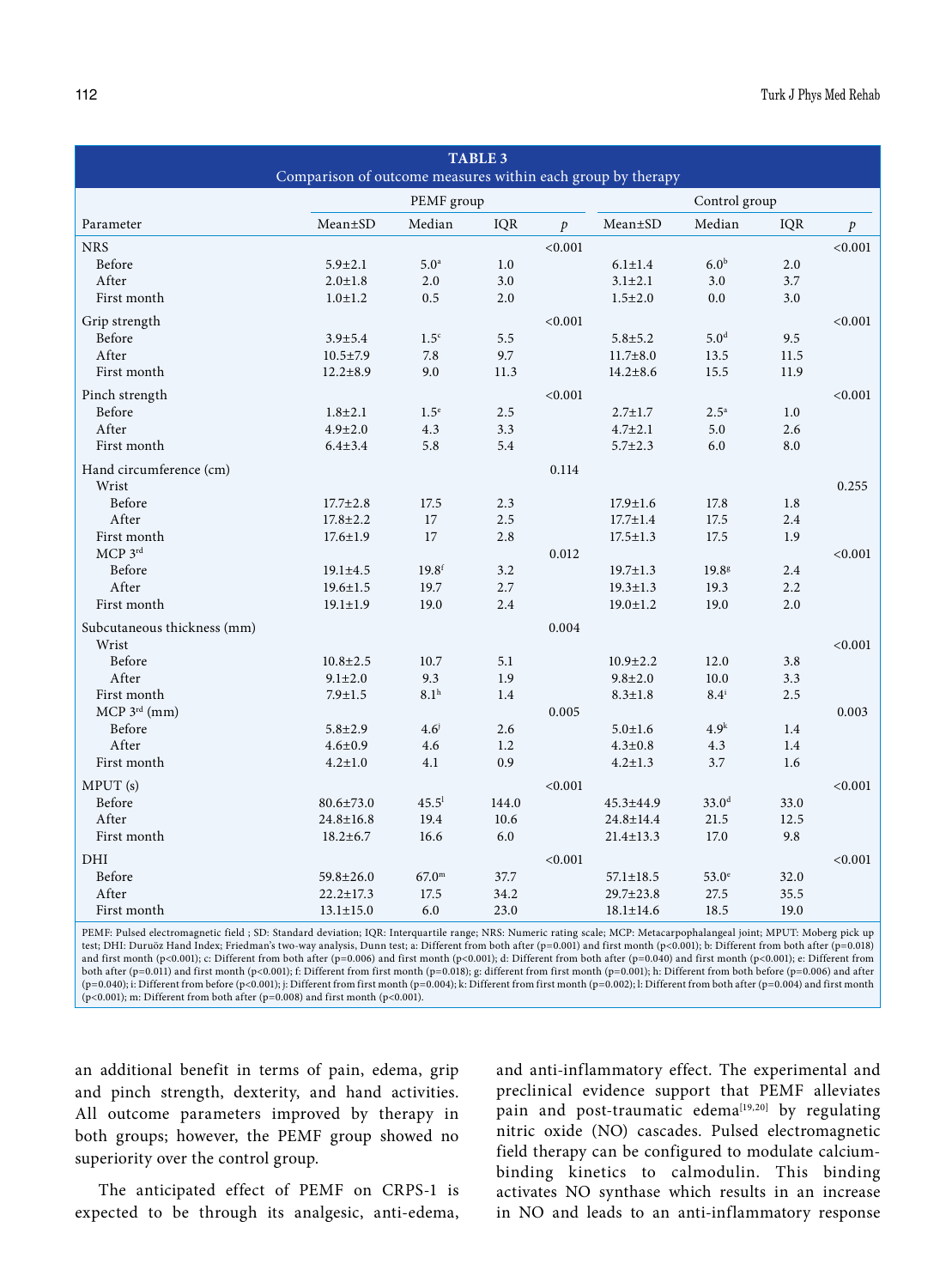**TABLE 3**
Comparison of outcome measures within each group by therapy

| Parameter | PEMF group | | | | Control group | | | |
|---|---|---|---|---|---|---|---|---|
| | Mean±SD | Median | IQR | *p* | Mean±SD | Median | IQR | *p* |
| NRS | | | | <0.001 | | | | <0.001 |
| Before | 5.9±2.1 | 5.0[a] | 1.0 | | 6.1±1.4 | 6.0[b] | 2.0 | |
| After | 2.0±1.8 | 2.0 | 3.0 | | 3.1±2.1 | 3.0 | 3.7 | |
| First month | 1.0±1.2 | 0.5 | 2.0 | | 1.5±2.0 | 0.0 | 3.0 | |
| Grip strength | | | | <0.001 | | | | <0.001 |
| Before | 3.9±5.4 | 1.5[c] | 5.5 | | 5.8±5.2 | 5.0[d] | 9.5 | |
| After | 10.5±7.9 | 7.8 | 9.7 | | 11.7±8.0 | 13.5 | 11.5 | |
| First month | 12.2±8.9 | 9.0 | 11.3 | | 14.2±8.6 | 15.5 | 11.9 | |
| Pinch strength | | | | <0.001 | | | | <0.001 |
| Before | 1.8±2.1 | 1.5[e] | 2.5 | | 2.7±1.7 | 2.5[a] | 1.0 | |
| After | 4.9±2.0 | 4.3 | 3.3 | | 4.7±2.1 | 5.0 | 2.6 | |
| First month | 6.4±3.4 | 5.8 | 5.4 | | 5.7±2.3 | 6.0 | 8.0 | |
| Hand circumference (cm) | | | | 0.114 | | | | |
| Wrist | | | | | | | | 0.255 |
| Before | 17.7±2.8 | 17.5 | 2.3 | | 17.9±1.6 | 17.8 | 1.8 | |
| After | 17.8±2.2 | 17 | 2.5 | | 17.7±1.4 | 17.5 | 2.4 | |
| First month | 17.6±1.9 | 17 | 2.8 | | 17.5±1.3 | 17.5 | 1.9 | |
| MCP 3rd | | | | 0.012 | | | | <0.001 |
| Before | 19.1±4.5 | 19.8[f] | 3.2 | | 19.7±1.3 | 19.8[g] | 2.4 | |
| After | 19.6±1.5 | 19.7 | 2.7 | | 19.3±1.3 | 19.3 | 2.2 | |
| First month | 19.1±1.9 | 19.0 | 2.4 | | 19.0±1.2 | 19.0 | 2.0 | |
| Subcutaneous thickness (mm) | | | | 0.004 | | | | |
| Wrist | | | | | | | | <0.001 |
| Before | 10.8±2.5 | 10.7 | 5.1 | | 10.9±2.2 | 12.0 | 3.8 | |
| After | 9.1±2.0 | 9.3 | 1.9 | | 9.8±2.0 | 10.0 | 3.3 | |
| First month | 7.9±1.5 | 8.1[h] | 1.4 | | 8.3±1.8 | 8.4[i] | 2.5 | |
| MCP 3rd (mm) | | | | 0.005 | | | | 0.003 |
| Before | 5.8±2.9 | 4.6[j] | 2.6 | | 5.0±1.6 | 4.9[k] | 1.4 | |
| After | 4.6±0.9 | 4.6 | 1.2 | | 4.3±0.8 | 4.3 | 1.4 | |
| First month | 4.2±1.0 | 4.1 | 0.9 | | 4.2±1.3 | 3.7 | 1.6 | |
| MPUT (s) | | | | <0.001 | | | | <0.001 |
| Before | 80.6±73.0 | 45.5[l] | 144.0 | | 45.3±44.9 | 33.0[d] | 33.0 | |
| After | 24.8±16.8 | 19.4 | 10.6 | | 24.8±14.4 | 21.5 | 12.5 | |
| First month | 18.2±6.7 | 16.6 | 6.0 | | 21.4±13.3 | 17.0 | 9.8 | |
| DHI | | | | <0.001 | | | | <0.001 |
| Before | 59.8±26.0 | 67.0[m] | 37.7 | | 57.1±18.5 | 53.0[e] | 32.0 | |
| After | 22.2±17.3 | 17.5 | 34.2 | | 29.7±23.8 | 27.5 | 35.5 | |
| First month | 13.1±15.0 | 6.0 | 23.0 | | 18.1±14.6 | 18.5 | 19.0 | |

PEMF: Pulsed electromagnetic field ; SD: Standard deviation; IQR: Interquartile range; NRS: Numeric rating scale; MCP: Metacarpophalangeal joint; MPUT: Moberg pick up test; DHI: Duruöz Hand Index; Friedman's two-way analysis, Dunn test; a: Different from both after (p=0.001) and first month (p<0.001); b: Different from both after (p=0.018) and first month (p<0.001); c: Different from both after (p=0.006) and first month (p<0.001); d: Different from both after (p=0.040) and first month (p<0.001); e: Different from both after (p=0.011) and first month (p<0.001); f: Different from first month (p=0.018); g: different from first month (p=0.001); h: Different from both before (p=0.006) and after (p=0.040); i: Different from before (p<0.001); j: Different from first month (p=0.004); k: Different from first month (p=0.002); l: Different from both after (p=0.004) and first month (p<0.001); m: Different from both after (p=0.008) and first month (p<0.001).

an additional benefit in terms of pain, edema, grip and pinch strength, dexterity, and hand activities. All outcome parameters improved by therapy in both groups; however, the PEMF group showed no superiority over the control group.

The anticipated effect of PEMF on CRPS-1 is expected to be through its analgesic, anti-edema, and anti-inflammatory effect. The experimental and preclinical evidence support that PEMF alleviates pain and post-traumatic edema[19,20] by regulating nitric oxide (NO) cascades. Pulsed electromagnetic field therapy can be configured to modulate calcium-binding kinetics to calmodulin. This binding activates NO synthase which results in an increase in NO and leads to an anti-inflammatory response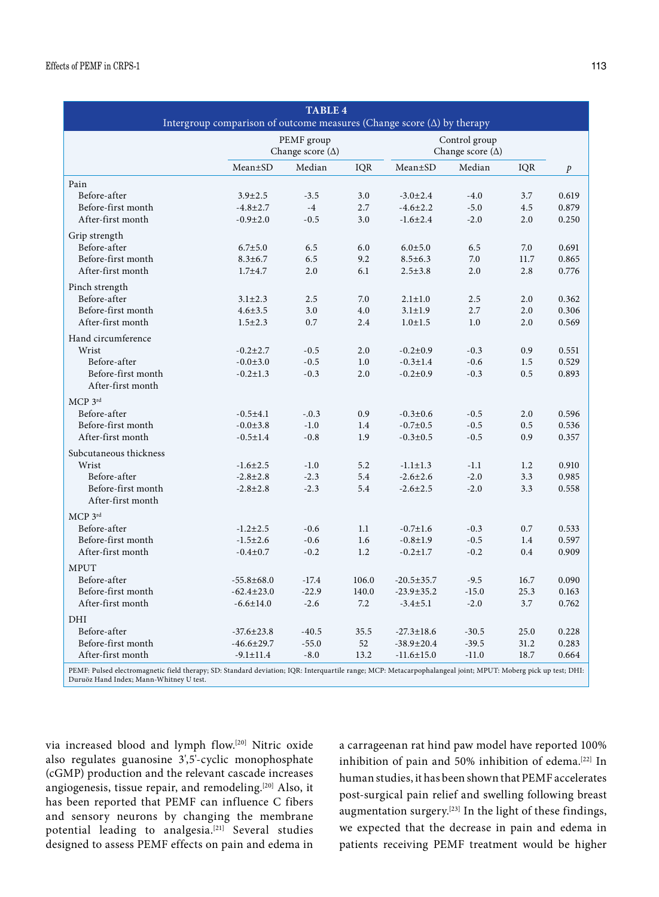**TABLE 4**
**Intergroup comparison of outcome measures (Change score (Δ) by therapy**

| | PEMF group Change score (Δ) | | | Control group Change score (Δ) | | | |
|---|---|---|---|---|---|---|---|
| | Mean±SD | Median | IQR | Mean±SD | Median | IQR | *p* |
| Pain | | | | | | | |
| Before-after | 3.9±2.5 | -3.5 | 3.0 | -3.0±2.4 | -4.0 | 3.7 | 0.619 |
| Before-first month | -4.8±2.7 | -4 | 2.7 | -4.6±2.2 | -5.0 | 4.5 | 0.879 |
| After-first month | -0.9±2.0 | -0.5 | 3.0 | -1.6±2.4 | -2.0 | 2.0 | 0.250 |
| Grip strength | | | | | | | |
| Before-after | 6.7±5.0 | 6.5 | 6.0 | 6.0±5.0 | 6.5 | 7.0 | 0.691 |
| Before-first month | 8.3±6.7 | 6.5 | 9.2 | 8.5±6.3 | 7.0 | 11.7 | 0.865 |
| After-first month | 1.7±4.7 | 2.0 | 6.1 | 2.5±3.8 | 2.0 | 2.8 | 0.776 |
| Pinch strength | | | | | | | |
| Before-after | 3.1±2.3 | 2.5 | 7.0 | 2.1±1.0 | 2.5 | 2.0 | 0.362 |
| Before-first month | 4.6±3.5 | 3.0 | 4.0 | 3.1±1.9 | 2.7 | 2.0 | 0.306 |
| After-first month | 1.5±2.3 | 0.7 | 2.4 | 1.0±1.5 | 1.0 | 2.0 | 0.569 |
| Hand circumference | | | | | | | |
| Wrist | -0.2±2.7 | -0.5 | 2.0 | -0.2±0.9 | -0.3 | 0.9 | 0.551 |
| Before-after | -0.0±3.0 | -0.5 | 1.0 | -0.3±1.4 | -0.6 | 1.5 | 0.529 |
| Before-first month | -0.2±1.3 | -0.3 | 2.0 | -0.2±0.9 | -0.3 | 0.5 | 0.893 |
| After-first month | | | | | | | |
| MCP 3rd | | | | | | | |
| Before-after | -0.5±4.1 | -.0.3 | 0.9 | -0.3±0.6 | -0.5 | 2.0 | 0.596 |
| Before-first month | -0.0±3.8 | -1.0 | 1.4 | -0.7±0.5 | -0.5 | 0.5 | 0.536 |
| After-first month | -0.5±1.4 | -0.8 | 1.9 | -0.3±0.5 | -0.5 | 0.9 | 0.357 |
| Subcutaneous thickness | | | | | | | |
| Wrist | -1.6±2.5 | -1.0 | 5.2 | -1.1±1.3 | -1.1 | 1.2 | 0.910 |
| Before-after | -2.8±2.8 | -2.3 | 5.4 | -2.6±2.6 | -2.0 | 3.3 | 0.985 |
| Before-first month | -2.8±2.8 | -2.3 | 5.4 | -2.6±2.5 | -2.0 | 3.3 | 0.558 |
| After-first month | | | | | | | |
| MCP 3rd | | | | | | | |
| Before-after | -1.2±2.5 | -0.6 | 1.1 | -0.7±1.6 | -0.3 | 0.7 | 0.533 |
| Before-first month | -1.5±2.6 | -0.6 | 1.6 | -0.8±1.9 | -0.5 | 1.4 | 0.597 |
| After-first month | -0.4±0.7 | -0.2 | 1.2 | -0.2±1.7 | -0.2 | 0.4 | 0.909 |
| MPUT | | | | | | | |
| Before-after | -55.8±68.0 | -17.4 | 106.0 | -20.5±35.7 | -9.5 | 16.7 | 0.090 |
| Before-first month | -62.4±23.0 | -22.9 | 140.0 | -23.9±35.2 | -15.0 | 25.3 | 0.163 |
| After-first month | -6.6±14.0 | -2.6 | 7.2 | -3.4±5.1 | -2.0 | 3.7 | 0.762 |
| DHI | | | | | | | |
| Before-after | -37.6±23.8 | -40.5 | 35.5 | -27.3±18.6 | -30.5 | 25.0 | 0.228 |
| Before-first month | -46.6±29.7 | -55.0 | 52 | -38.9±20.4 | -39.5 | 31.2 | 0.283 |
| After-first month | -9.1±11.4 | -8.0 | 13.2 | -11.6±15.0 | -11.0 | 18.7 | 0.664 |

PEMF: Pulsed electromagnetic field therapy; SD: Standard deviation; IQR: Interquartile range; MCP: Metacarpophalangeal joint; MPUT: Moberg pick up test; DHI: Duruöz Hand Index; Mann-Whitney U test.

via increased blood and lymph flow.[20] Nitric oxide also regulates guanosine 3',5'-cyclic monophosphate (cGMP) production and the relevant cascade increases angiogenesis, tissue repair, and remodeling.[20] Also, it has been reported that PEMF can influence C fibers and sensory neurons by changing the membrane potential leading to analgesia.[21] Several studies designed to assess PEMF effects on pain and edema in a carrageenan rat hind paw model have reported 100% inhibition of pain and 50% inhibition of edema.[22] In human studies, it has been shown that PEMF accelerates post-surgical pain relief and swelling following breast augmentation surgery.[23] In the light of these findings, we expected that the decrease in pain and edema in patients receiving PEMF treatment would be higher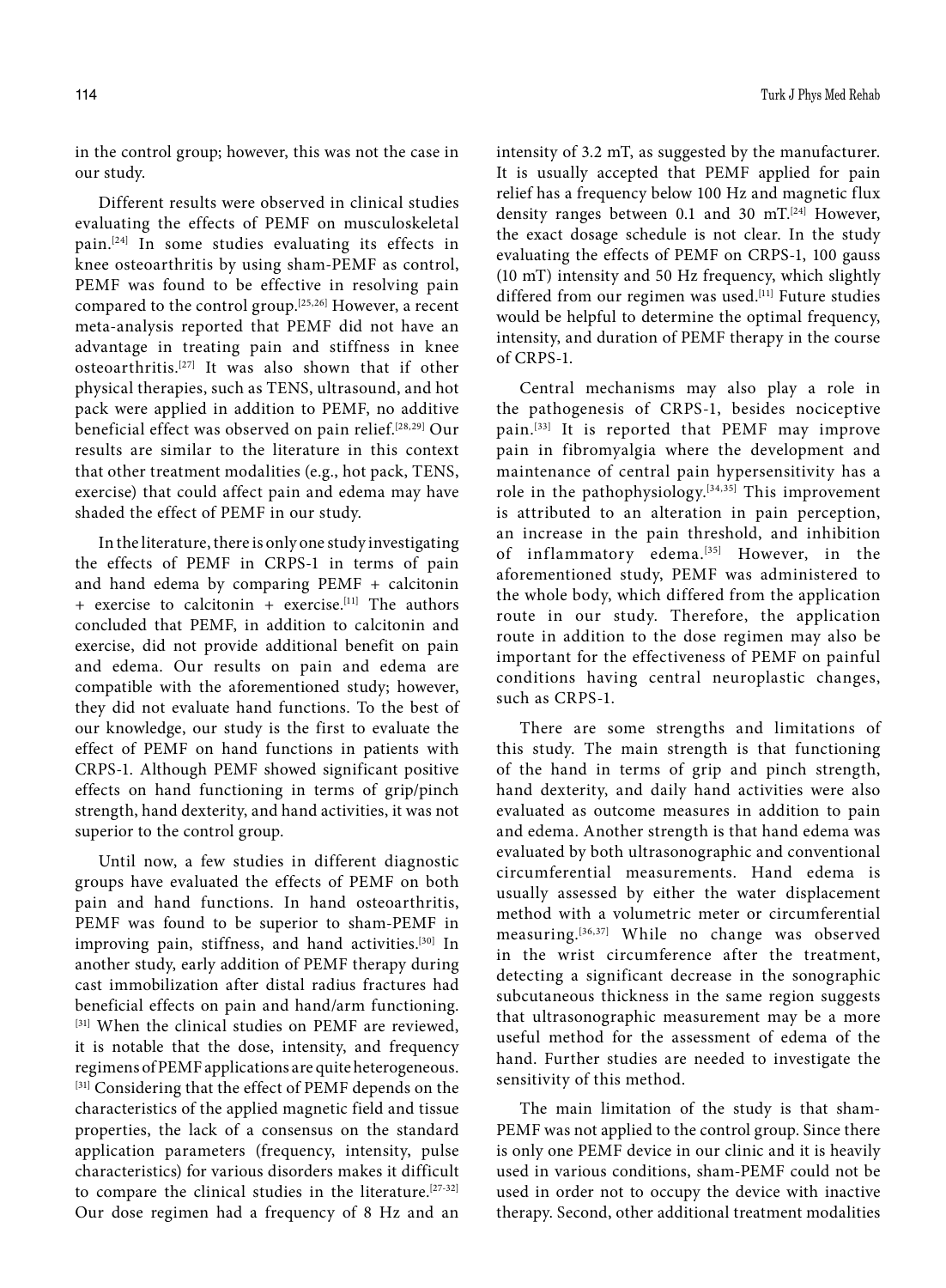in the control group; however, this was not the case in our study.

Different results were observed in clinical studies evaluating the effects of PEMF on musculoskeletal pain.[24] In some studies evaluating its effects in knee osteoarthritis by using sham-PEMF as control, PEMF was found to be effective in resolving pain compared to the control group.[25,26] However, a recent meta-analysis reported that PEMF did not have an advantage in treating pain and stiffness in knee osteoarthritis.[27] It was also shown that if other physical therapies, such as TENS, ultrasound, and hot pack were applied in addition to PEMF, no additive beneficial effect was observed on pain relief.[28,29] Our results are similar to the literature in this context that other treatment modalities (e.g., hot pack, TENS, exercise) that could affect pain and edema may have shaded the effect of PEMF in our study.

In the literature, there is only one study investigating the effects of PEMF in CRPS-1 in terms of pain and hand edema by comparing PEMF + calcitonin + exercise to calcitonin + exercise.[11] The authors concluded that PEMF, in addition to calcitonin and exercise, did not provide additional benefit on pain and edema. Our results on pain and edema are compatible with the aforementioned study; however, they did not evaluate hand functions. To the best of our knowledge, our study is the first to evaluate the effect of PEMF on hand functions in patients with CRPS-1. Although PEMF showed significant positive effects on hand functioning in terms of grip/pinch strength, hand dexterity, and hand activities, it was not superior to the control group.

Until now, a few studies in different diagnostic groups have evaluated the effects of PEMF on both pain and hand functions. In hand osteoarthritis, PEMF was found to be superior to sham-PEMF in improving pain, stiffness, and hand activities.[30] In another study, early addition of PEMF therapy during cast immobilization after distal radius fractures had beneficial effects on pain and hand/arm functioning.[31] When the clinical studies on PEMF are reviewed, it is notable that the dose, intensity, and frequency regimens of PEMF applications are quite heterogeneous.[31] Considering that the effect of PEMF depends on the characteristics of the applied magnetic field and tissue properties, the lack of a consensus on the standard application parameters (frequency, intensity, pulse characteristics) for various disorders makes it difficult to compare the clinical studies in the literature.[27-32] Our dose regimen had a frequency of 8 Hz and an intensity of 3.2 mT, as suggested by the manufacturer. It is usually accepted that PEMF applied for pain relief has a frequency below 100 Hz and magnetic flux density ranges between 0.1 and 30 mT.[24] However, the exact dosage schedule is not clear. In the study evaluating the effects of PEMF on CRPS-1, 100 gauss (10 mT) intensity and 50 Hz frequency, which slightly differed from our regimen was used.[11] Future studies would be helpful to determine the optimal frequency, intensity, and duration of PEMF therapy in the course of CRPS-1.

Central mechanisms may also play a role in the pathogenesis of CRPS-1, besides nociceptive pain.[33] It is reported that PEMF may improve pain in fibromyalgia where the development and maintenance of central pain hypersensitivity has a role in the pathophysiology.[34,35] This improvement is attributed to an alteration in pain perception, an increase in the pain threshold, and inhibition of inflammatory edema.[35] However, in the aforementioned study, PEMF was administered to the whole body, which differed from the application route in our study. Therefore, the application route in addition to the dose regimen may also be important for the effectiveness of PEMF on painful conditions having central neuroplastic changes, such as CRPS-1.

There are some strengths and limitations of this study. The main strength is that functioning of the hand in terms of grip and pinch strength, hand dexterity, and daily hand activities were also evaluated as outcome measures in addition to pain and edema. Another strength is that hand edema was evaluated by both ultrasonographic and conventional circumferential measurements. Hand edema is usually assessed by either the water displacement method with a volumetric meter or circumferential measuring.[36,37] While no change was observed in the wrist circumference after the treatment, detecting a significant decrease in the sonographic subcutaneous thickness in the same region suggests that ultrasonographic measurement may be a more useful method for the assessment of edema of the hand. Further studies are needed to investigate the sensitivity of this method.

The main limitation of the study is that sham-PEMF was not applied to the control group. Since there is only one PEMF device in our clinic and it is heavily used in various conditions, sham-PEMF could not be used in order not to occupy the device with inactive therapy. Second, other additional treatment modalities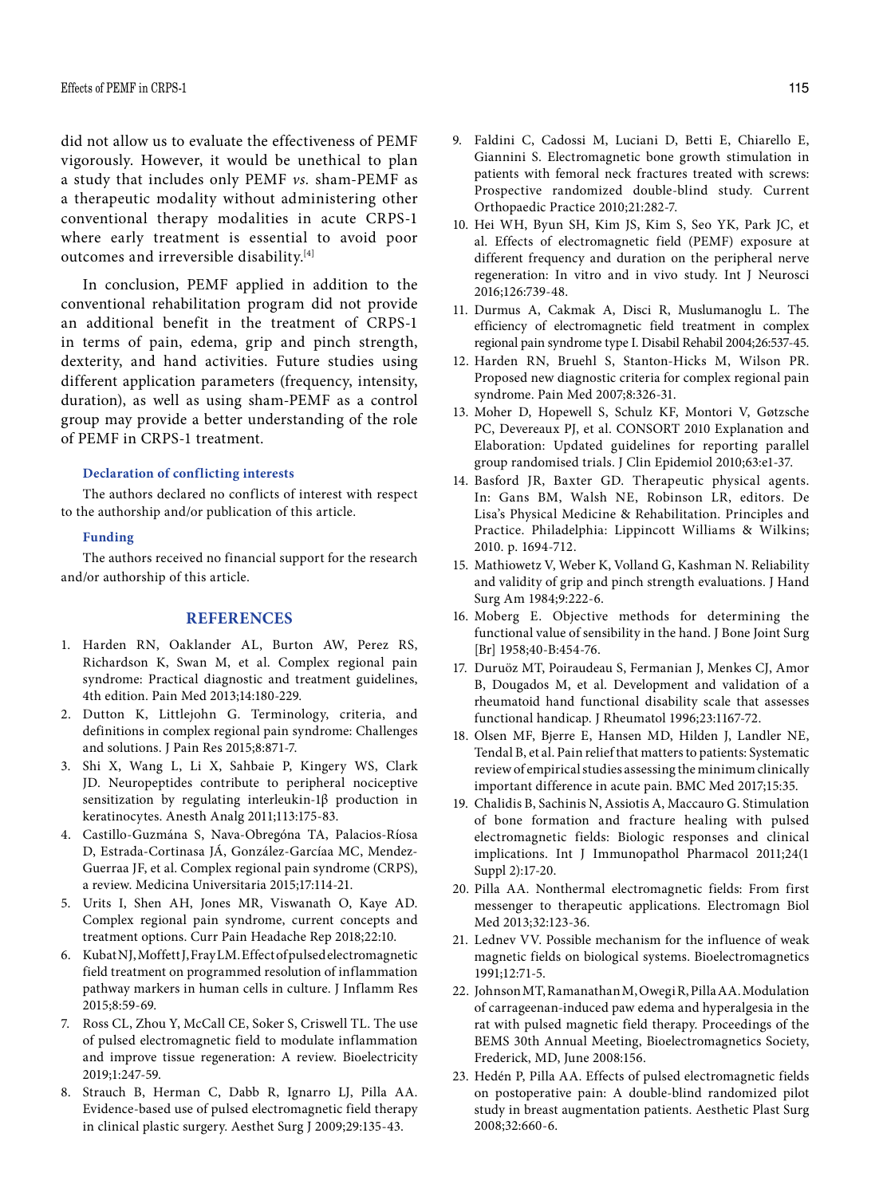did not allow us to evaluate the effectiveness of PEMF vigorously. However, it would be unethical to plan a study that includes only PEMF *vs.* sham-PEMF as a therapeutic modality without administering other conventional therapy modalities in acute CRPS-1 where early treatment is essential to avoid poor outcomes and irreversible disability.[4]

In conclusion, PEMF applied in addition to the conventional rehabilitation program did not provide an additional benefit in the treatment of CRPS-1 in terms of pain, edema, grip and pinch strength, dexterity, and hand activities. Future studies using different application parameters (frequency, intensity, duration), as well as using sham-PEMF as a control group may provide a better understanding of the role of PEMF in CRPS-1 treatment.

#### Declaration of conflicting interests

The authors declared no conflicts of interest with respect to the authorship and/or publication of this article.

#### Funding

The authors received no financial support for the research and/or authorship of this article.

## REFERENCES

1. Harden RN, Oaklander AL, Burton AW, Perez RS, Richardson K, Swan M, et al. Complex regional pain syndrome: Practical diagnostic and treatment guidelines, 4th edition. Pain Med 2013;14:180-229.
2. Dutton K, Littlejohn G. Terminology, criteria, and definitions in complex regional pain syndrome: Challenges and solutions. J Pain Res 2015;8:871-7.
3. Shi X, Wang L, Li X, Sahbaie P, Kingery WS, Clark JD. Neuropeptides contribute to peripheral nociceptive sensitization by regulating interleukin-1β production in keratinocytes. Anesth Analg 2011;113:175-83.
4. Castillo-Guzmána S, Nava-Obregóna TA, Palacios-Ríosa D, Estrada-Cortinasa JÁ, González-Garcíaa MC, Mendez-Guerraa JF, et al. Complex regional pain syndrome (CRPS), a review. Medicina Universitaria 2015;17:114-21.
5. Urits I, Shen AH, Jones MR, Viswanath O, Kaye AD. Complex regional pain syndrome, current concepts and treatment options. Curr Pain Headache Rep 2018;22:10.
6. Kubat NJ, Moffett J, Fray LM. Effect of pulsed electromagnetic field treatment on programmed resolution of inflammation pathway markers in human cells in culture. J Inflamm Res 2015;8:59-69.
7. Ross CL, Zhou Y, McCall CE, Soker S, Criswell TL. The use of pulsed electromagnetic field to modulate inflammation and improve tissue regeneration: A review. Bioelectricity 2019;1:247-59.
8. Strauch B, Herman C, Dabb R, Ignarro LJ, Pilla AA. Evidence-based use of pulsed electromagnetic field therapy in clinical plastic surgery. Aesthet Surg J 2009;29:135-43.
9. Faldini C, Cadossi M, Luciani D, Betti E, Chiarello E, Giannini S. Electromagnetic bone growth stimulation in patients with femoral neck fractures treated with screws: Prospective randomized double-blind study. Current Orthopaedic Practice 2010;21:282-7.
10. Hei WH, Byun SH, Kim JS, Kim S, Seo YK, Park JC, et al. Effects of electromagnetic field (PEMF) exposure at different frequency and duration on the peripheral nerve regeneration: In vitro and in vivo study. Int J Neurosci 2016;126:739-48.
11. Durmus A, Cakmak A, Disci R, Muslumanoglu L. The efficiency of electromagnetic field treatment in complex regional pain syndrome type I. Disabil Rehabil 2004;26:537-45.
12. Harden RN, Bruehl S, Stanton-Hicks M, Wilson PR. Proposed new diagnostic criteria for complex regional pain syndrome. Pain Med 2007;8:326-31.
13. Moher D, Hopewell S, Schulz KF, Montori V, Gøtzsche PC, Devereaux PJ, et al. CONSORT 2010 Explanation and Elaboration: Updated guidelines for reporting parallel group randomised trials. J Clin Epidemiol 2010;63:e1-37.
14. Basford JR, Baxter GD. Therapeutic physical agents. In: Gans BM, Walsh NE, Robinson LR, editors. De Lisa's Physical Medicine & Rehabilitation. Principles and Practice. Philadelphia: Lippincott Williams & Wilkins; 2010. p. 1694-712.
15. Mathiowetz V, Weber K, Volland G, Kashman N. Reliability and validity of grip and pinch strength evaluations. J Hand Surg Am 1984;9:222-6.
16. Moberg E. Objective methods for determining the functional value of sensibility in the hand. J Bone Joint Surg [Br] 1958;40-B:454-76.
17. Duruöz MT, Poiraudeau S, Fermanian J, Menkes CJ, Amor B, Dougados M, et al. Development and validation of a rheumatoid hand functional disability scale that assesses functional handicap. J Rheumatol 1996;23:1167-72.
18. Olsen MF, Bjerre E, Hansen MD, Hilden J, Landler NE, Tendal B, et al. Pain relief that matters to patients: Systematic review of empirical studies assessing the minimum clinically important difference in acute pain. BMC Med 2017;15:35.
19. Chalidis B, Sachinis N, Assiotis A, Maccauro G. Stimulation of bone formation and fracture healing with pulsed electromagnetic fields: Biologic responses and clinical implications. Int J Immunopathol Pharmacol 2011;24(1 Suppl 2):17-20.
20. Pilla AA. Nonthermal electromagnetic fields: From first messenger to therapeutic applications. Electromagn Biol Med 2013;32:123-36.
21. Lednev VV. Possible mechanism for the influence of weak magnetic fields on biological systems. Bioelectromagnetics 1991;12:71-5.
22. Johnson MT, Ramanathan M, Owegi R, Pilla AA. Modulation of carrageenan-induced paw edema and hyperalgesia in the rat with pulsed magnetic field therapy. Proceedings of the BEMS 30th Annual Meeting, Bioelectromagnetics Society, Frederick, MD, June 2008:156.
23. Hedén P, Pilla AA. Effects of pulsed electromagnetic fields on postoperative pain: A double-blind randomized pilot study in breast augmentation patients. Aesthetic Plast Surg 2008;32:660-6.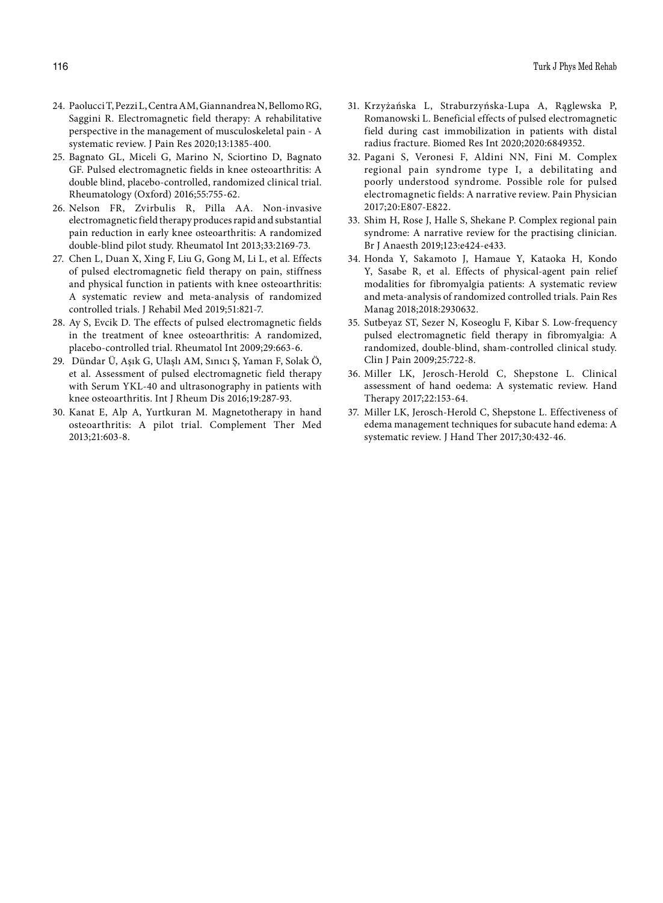24. Paolucci T, Pezzi L, Centra AM, Giannandrea N, Bellomo RG, Saggini R. Electromagnetic field therapy: A rehabilitative perspective in the management of musculoskeletal pain - A systematic review. J Pain Res 2020;13:1385-400.
25. Bagnato GL, Miceli G, Marino N, Sciortino D, Bagnato GF. Pulsed electromagnetic fields in knee osteoarthritis: A double blind, placebo-controlled, randomized clinical trial. Rheumatology (Oxford) 2016;55:755-62.
26. Nelson FR, Zvirbulis R, Pilla AA. Non-invasive electromagnetic field therapy produces rapid and substantial pain reduction in early knee osteoarthritis: A randomized double-blind pilot study. Rheumatol Int 2013;33:2169-73.
27. Chen L, Duan X, Xing F, Liu G, Gong M, Li L, et al. Effects of pulsed electromagnetic field therapy on pain, stiffness and physical function in patients with knee osteoarthritis: A systematic review and meta-analysis of randomized controlled trials. J Rehabil Med 2019;51:821-7.
28. Ay S, Evcik D. The effects of pulsed electromagnetic fields in the treatment of knee osteoarthritis: A randomized, placebo-controlled trial. Rheumatol Int 2009;29:663-6.
29. Dündar Ü, Aşık G, Ulaşlı AM, Sınıcı Ş, Yaman F, Solak Ö, et al. Assessment of pulsed electromagnetic field therapy with Serum YKL-40 and ultrasonography in patients with knee osteoarthritis. Int J Rheum Dis 2016;19:287-93.
30. Kanat E, Alp A, Yurtkuran M. Magnetotherapy in hand osteoarthritis: A pilot trial. Complement Ther Med 2013;21:603-8.
31. Krzyżańska L, Straburzyńska-Lupa A, Rąglewska P, Romanowski L. Beneficial effects of pulsed electromagnetic field during cast immobilization in patients with distal radius fracture. Biomed Res Int 2020;2020:6849352.
32. Pagani S, Veronesi F, Aldini NN, Fini M. Complex regional pain syndrome type I, a debilitating and poorly understood syndrome. Possible role for pulsed electromagnetic fields: A narrative review. Pain Physician 2017;20:E807-E822.
33. Shim H, Rose J, Halle S, Shekane P. Complex regional pain syndrome: A narrative review for the practising clinician. Br J Anaesth 2019;123:e424-e433.
34. Honda Y, Sakamoto J, Hamaue Y, Kataoka H, Kondo Y, Sasabe R, et al. Effects of physical-agent pain relief modalities for fibromyalgia patients: A systematic review and meta-analysis of randomized controlled trials. Pain Res Manag 2018;2018:2930632.
35. Sutbeyaz ST, Sezer N, Koseoglu F, Kibar S. Low-frequency pulsed electromagnetic field therapy in fibromyalgia: A randomized, double-blind, sham-controlled clinical study. Clin J Pain 2009;25:722-8.
36. Miller LK, Jerosch-Herold C, Shepstone L. Clinical assessment of hand oedema: A systematic review. Hand Therapy 2017;22:153-64.
37. Miller LK, Jerosch-Herold C, Shepstone L. Effectiveness of edema management techniques for subacute hand edema: A systematic review. J Hand Ther 2017;30:432-46.